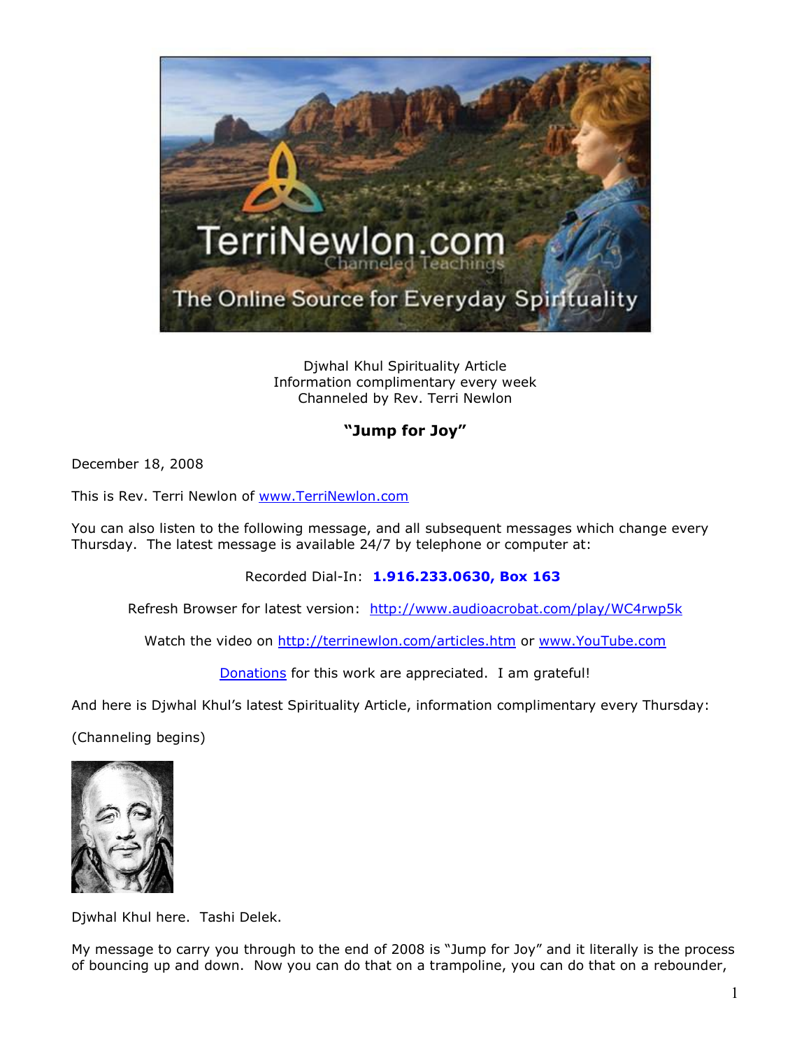Djwhal Khul Spirituality Article
Information complimentary every week
Channeled by Rev. Terri Newlon

## "Jump for Joy"

December 18, 2008

This is Rev. Terri Newlon of www.TerriNewlon.com

You can also listen to the following message, and all subsequent messages which change every Thursday. The latest message is available 24/7 by telephone or computer at:

Recorded Dial-In: **1.916.233.0630, Box 163**

Refresh Browser for latest version: http://www.audioacrobat.com/play/WC4rwp5k

Watch the video on http://terrinewlon.com/articles.htm or www.YouTube.com

Donations for this work are appreciated. I am grateful!

And here is Djwhal Khul's latest Spirituality Article, information complimentary every Thursday:

(Channeling begins)

Djwhal Khul here. Tashi Delek.

My message to carry you through to the end of 2008 is "Jump for Joy" and it literally is the process of bouncing up and down. Now you can do that on a trampoline, you can do that on a rebounder,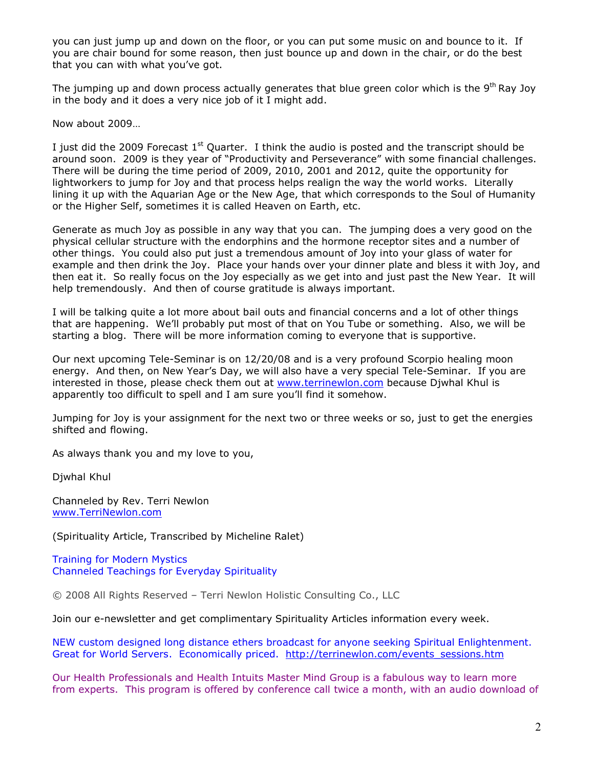you can just jump up and down on the floor, or you can put some music on and bounce to it. If you are chair bound for some reason, then just bounce up and down in the chair, or do the best that you can with what you've got.

The jumping up and down process actually generates that blue green color which is the 9th Ray Joy in the body and it does a very nice job of it I might add.

Now about 2009…

I just did the 2009 Forecast 1st Quarter. I think the audio is posted and the transcript should be around soon. 2009 is they year of "Productivity and Perseverance" with some financial challenges. There will be during the time period of 2009, 2010, 2001 and 2012, quite the opportunity for lightworkers to jump for Joy and that process helps realign the way the world works. Literally lining it up with the Aquarian Age or the New Age, that which corresponds to the Soul of Humanity or the Higher Self, sometimes it is called Heaven on Earth, etc.

Generate as much Joy as possible in any way that you can. The jumping does a very good on the physical cellular structure with the endorphins and the hormone receptor sites and a number of other things. You could also put just a tremendous amount of Joy into your glass of water for example and then drink the Joy. Place your hands over your dinner plate and bless it with Joy, and then eat it. So really focus on the Joy especially as we get into and just past the New Year. It will help tremendously. And then of course gratitude is always important.

I will be talking quite a lot more about bail outs and financial concerns and a lot of other things that are happening. We'll probably put most of that on You Tube or something. Also, we will be starting a blog. There will be more information coming to everyone that is supportive.

Our next upcoming Tele-Seminar is on 12/20/08 and is a very profound Scorpio healing moon energy. And then, on New Year's Day, we will also have a very special Tele-Seminar. If you are interested in those, please check them out at www.terrinewlon.com because Djwhal Khul is apparently too difficult to spell and I am sure you'll find it somehow.

Jumping for Joy is your assignment for the next two or three weeks or so, just to get the energies shifted and flowing.

As always thank you and my love to you,

Djwhal Khul

Channeled by Rev. Terri Newlon
www.TerriNewlon.com

(Spirituality Article, Transcribed by Micheline Ralet)

Training for Modern Mystics
Channeled Teachings for Everyday Spirituality

© 2008 All Rights Reserved – Terri Newlon Holistic Consulting Co., LLC

Join our e-newsletter and get complimentary Spirituality Articles information every week.

NEW custom designed long distance ethers broadcast for anyone seeking Spiritual Enlightenment. Great for World Servers. Economically priced. http://terrinewlon.com/events_sessions.htm

Our Health Professionals and Health Intuits Master Mind Group is a fabulous way to learn more from experts. This program is offered by conference call twice a month, with an audio download of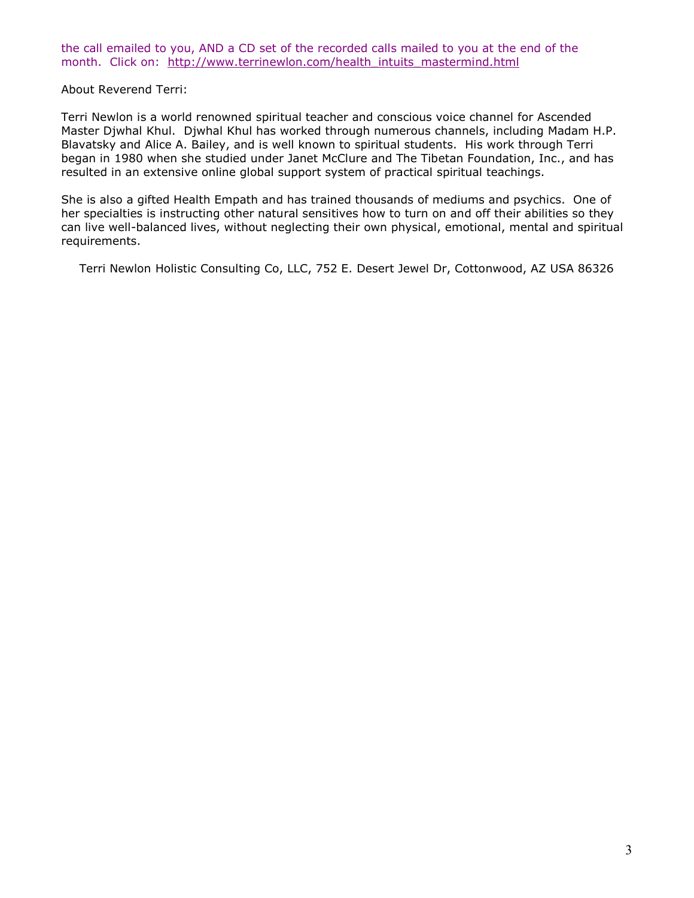the call emailed to you, AND a CD set of the recorded calls mailed to you at the end of the month. Click on: [http://www.terrinewlon.com/health_intuits_mastermind.html](http://www.terrinewlon.com/health_intuits_mastermind.html)

About Reverend Terri:

Terri Newlon is a world renowned spiritual teacher and conscious voice channel for Ascended Master Djwhal Khul. Djwhal Khul has worked through numerous channels, including Madam H.P. Blavatsky and Alice A. Bailey, and is well known to spiritual students. His work through Terri began in 1980 when she studied under Janet McClure and The Tibetan Foundation, Inc., and has resulted in an extensive online global support system of practical spiritual teachings.

She is also a gifted Health Empath and has trained thousands of mediums and psychics. One of her specialties is instructing other natural sensitives how to turn on and off their abilities so they can live well-balanced lives, without neglecting their own physical, emotional, mental and spiritual requirements.

Terri Newlon Holistic Consulting Co, LLC, 752 E. Desert Jewel Dr, Cottonwood, AZ USA 86326